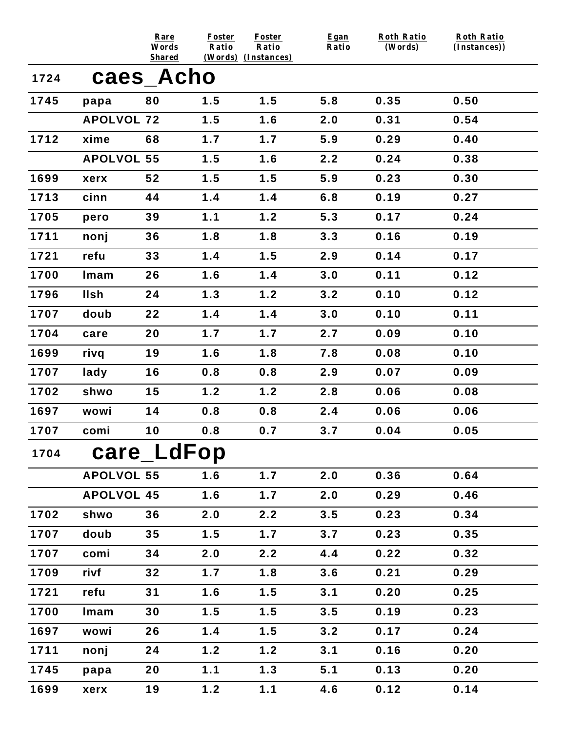| | | Rare Words Shared | Foster Ratio (Words) | Foster Ratio (Instances) | Egan Ratio | Roth Ratio (Words) | Roth Ratio (Instances)) |
|---|---|---|---|---|---|---|---|
| **1724** | **caes_Acho** | | | | | | |
| 1745 | papa | 80 | 1.5 | 1.5 | 5.8 | 0.35 | 0.50 |
| | APOLVOL | 72 | 1.5 | 1.6 | 2.0 | 0.31 | 0.54 |
| 1712 | xime | 68 | 1.7 | 1.7 | 5.9 | 0.29 | 0.40 |
| | APOLVOL | 55 | 1.5 | 1.6 | 2.2 | 0.24 | 0.38 |
| 1699 | xerx | 52 | 1.5 | 1.5 | 5.9 | 0.23 | 0.30 |
| 1713 | cinn | 44 | 1.4 | 1.4 | 6.8 | 0.19 | 0.27 |
| 1705 | pero | 39 | 1.1 | 1.2 | 5.3 | 0.17 | 0.24 |
| 1711 | nonj | 36 | 1.8 | 1.8 | 3.3 | 0.16 | 0.19 |
| 1721 | refu | 33 | 1.4 | 1.5 | 2.9 | 0.14 | 0.17 |
| 1700 | lmam | 26 | 1.6 | 1.4 | 3.0 | 0.11 | 0.12 |
| 1796 | llsh | 24 | 1.3 | 1.2 | 3.2 | 0.10 | 0.12 |
| 1707 | doub | 22 | 1.4 | 1.4 | 3.0 | 0.10 | 0.11 |
| 1704 | care | 20 | 1.7 | 1.7 | 2.7 | 0.09 | 0.10 |
| 1699 | rivq | 19 | 1.6 | 1.8 | 7.8 | 0.08 | 0.10 |
| 1707 | lady | 16 | 0.8 | 0.8 | 2.9 | 0.07 | 0.09 |
| 1702 | shwo | 15 | 1.2 | 1.2 | 2.8 | 0.06 | 0.08 |
| 1697 | wowi | 14 | 0.8 | 0.8 | 2.4 | 0.06 | 0.06 |
| 1707 | comi | 10 | 0.8 | 0.7 | 3.7 | 0.04 | 0.05 |
| **1704** | **care_LdFop** | | | | | | |
| | APOLVOL | 55 | 1.6 | 1.7 | 2.0 | 0.36 | 0.64 |
| | APOLVOL | 45 | 1.6 | 1.7 | 2.0 | 0.29 | 0.46 |
| 1702 | shwo | 36 | 2.0 | 2.2 | 3.5 | 0.23 | 0.34 |
| 1707 | doub | 35 | 1.5 | 1.7 | 3.7 | 0.23 | 0.35 |
| 1707 | comi | 34 | 2.0 | 2.2 | 4.4 | 0.22 | 0.32 |
| 1709 | rivf | 32 | 1.7 | 1.8 | 3.6 | 0.21 | 0.29 |
| 1721 | refu | 31 | 1.6 | 1.5 | 3.1 | 0.20 | 0.25 |
| 1700 | lmam | 30 | 1.5 | 1.5 | 3.5 | 0.19 | 0.23 |
| 1697 | wowi | 26 | 1.4 | 1.5 | 3.2 | 0.17 | 0.24 |
| 1711 | nonj | 24 | 1.2 | 1.2 | 3.1 | 0.16 | 0.20 |
| 1745 | papa | 20 | 1.1 | 1.3 | 5.1 | 0.13 | 0.20 |
| 1699 | xerx | 19 | 1.2 | 1.1 | 4.6 | 0.12 | 0.14 |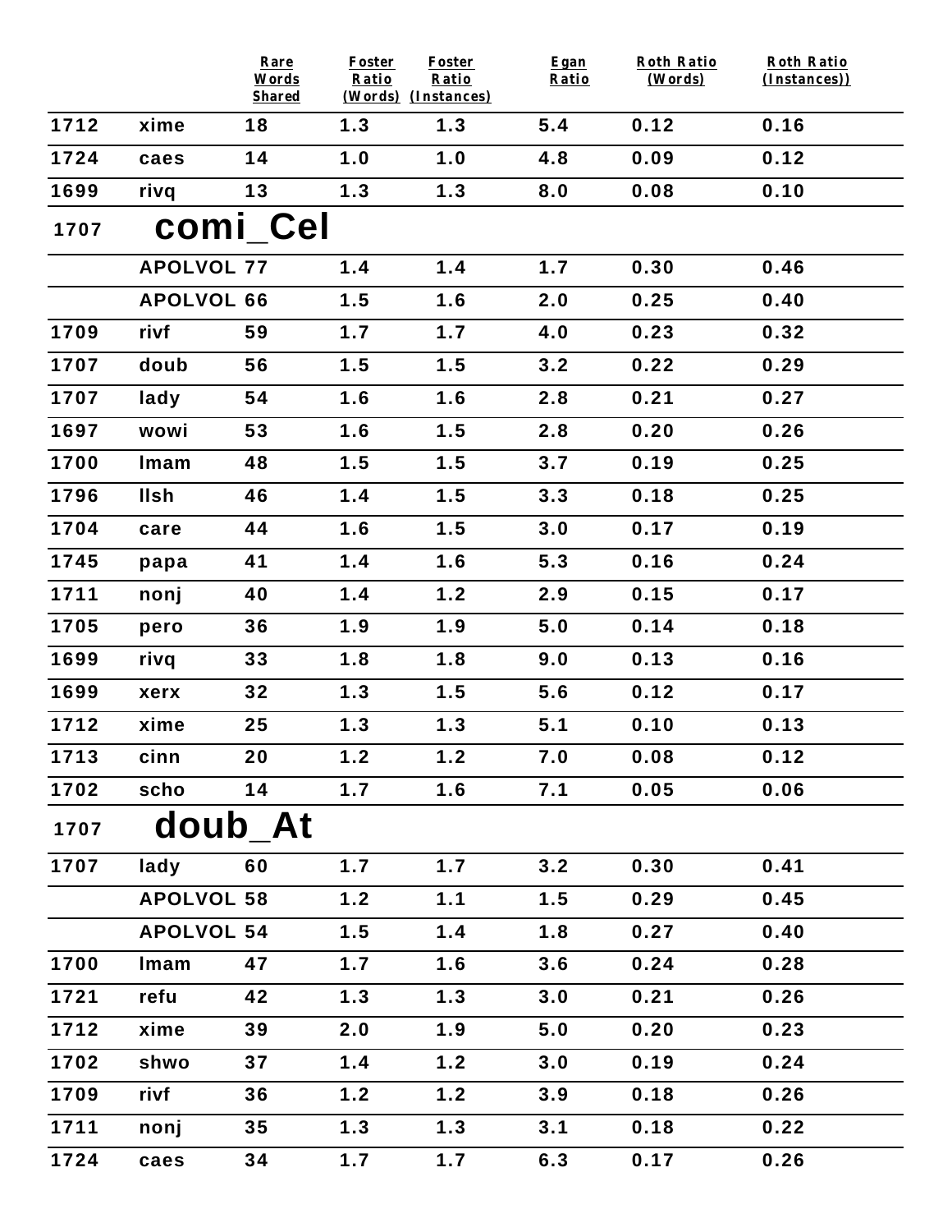| | | Rare Words Shared | Foster Ratio (Words) | Foster Ratio (Instances) | Egan Ratio | Roth Ratio (Words) | Roth Ratio (Instances)) |
|---|---|---|---|---|---|---|---|
| 1712 | xime | 18 | 1.3 | 1.3 | 5.4 | 0.12 | 0.16 |
| 1724 | caes | 14 | 1.0 | 1.0 | 4.8 | 0.09 | 0.12 |
| 1699 | rivq | 13 | 1.3 | 1.3 | 8.0 | 0.08 | 0.10 |
| 1707 | **comi_Cel** | | | | | | |
| | APOLVOL | 77 | 1.4 | 1.4 | 1.7 | 0.30 | 0.46 |
| | APOLVOL | 66 | 1.5 | 1.6 | 2.0 | 0.25 | 0.40 |
| 1709 | rivf | 59 | 1.7 | 1.7 | 4.0 | 0.23 | 0.32 |
| 1707 | doub | 56 | 1.5 | 1.5 | 3.2 | 0.22 | 0.29 |
| 1707 | lady | 54 | 1.6 | 1.6 | 2.8 | 0.21 | 0.27 |
| 1697 | wowi | 53 | 1.6 | 1.5 | 2.8 | 0.20 | 0.26 |
| 1700 | lmam | 48 | 1.5 | 1.5 | 3.7 | 0.19 | 0.25 |
| 1796 | llsh | 46 | 1.4 | 1.5 | 3.3 | 0.18 | 0.25 |
| 1704 | care | 44 | 1.6 | 1.5 | 3.0 | 0.17 | 0.19 |
| 1745 | papa | 41 | 1.4 | 1.6 | 5.3 | 0.16 | 0.24 |
| 1711 | nonj | 40 | 1.4 | 1.2 | 2.9 | 0.15 | 0.17 |
| 1705 | pero | 36 | 1.9 | 1.9 | 5.0 | 0.14 | 0.18 |
| 1699 | rivq | 33 | 1.8 | 1.8 | 9.0 | 0.13 | 0.16 |
| 1699 | xerx | 32 | 1.3 | 1.5 | 5.6 | 0.12 | 0.17 |
| 1712 | xime | 25 | 1.3 | 1.3 | 5.1 | 0.10 | 0.13 |
| 1713 | cinn | 20 | 1.2 | 1.2 | 7.0 | 0.08 | 0.12 |
| 1702 | scho | 14 | 1.7 | 1.6 | 7.1 | 0.05 | 0.06 |
| 1707 | **doub_At** | | | | | | |
| 1707 | lady | 60 | 1.7 | 1.7 | 3.2 | 0.30 | 0.41 |
| | APOLVOL | 58 | 1.2 | 1.1 | 1.5 | 0.29 | 0.45 |
| | APOLVOL | 54 | 1.5 | 1.4 | 1.8 | 0.27 | 0.40 |
| 1700 | lmam | 47 | 1.7 | 1.6 | 3.6 | 0.24 | 0.28 |
| 1721 | refu | 42 | 1.3 | 1.3 | 3.0 | 0.21 | 0.26 |
| 1712 | xime | 39 | 2.0 | 1.9 | 5.0 | 0.20 | 0.23 |
| 1702 | shwo | 37 | 1.4 | 1.2 | 3.0 | 0.19 | 0.24 |
| 1709 | rivf | 36 | 1.2 | 1.2 | 3.9 | 0.18 | 0.26 |
| 1711 | nonj | 35 | 1.3 | 1.3 | 3.1 | 0.18 | 0.22 |
| 1724 | caes | 34 | 1.7 | 1.7 | 6.3 | 0.17 | 0.26 |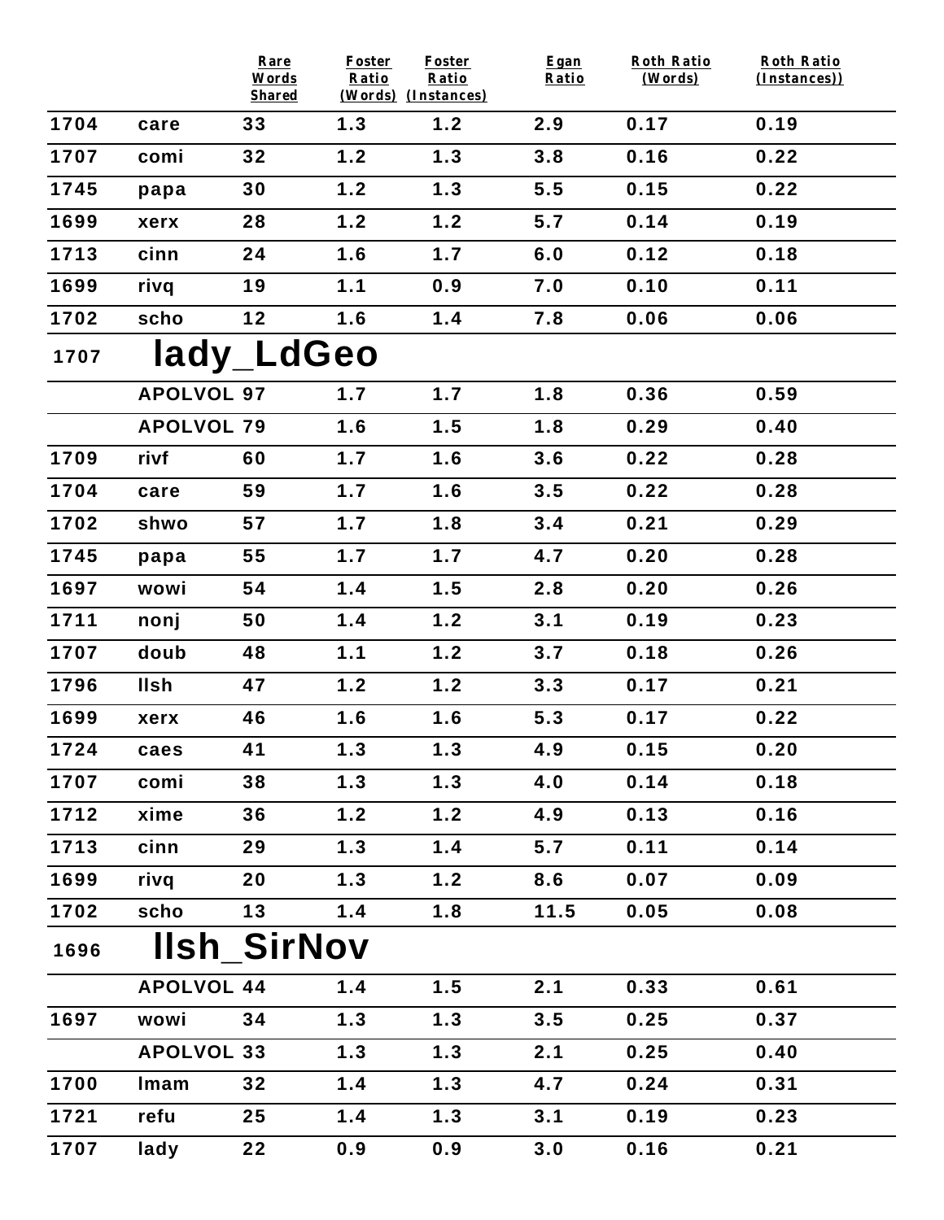| | | Rare Words Shared | Foster Ratio (Words) | Foster Ratio (Instances) | Egan Ratio | Roth Ratio (Words) | Roth Ratio (Instances)) |
|---|---|---|---|---|---|---|---|
| 1704 | care | 33 | 1.3 | 1.2 | 2.9 | 0.17 | 0.19 |
| 1707 | comi | 32 | 1.2 | 1.3 | 3.8 | 0.16 | 0.22 |
| 1745 | papa | 30 | 1.2 | 1.3 | 5.5 | 0.15 | 0.22 |
| 1699 | xerx | 28 | 1.2 | 1.2 | 5.7 | 0.14 | 0.19 |
| 1713 | cinn | 24 | 1.6 | 1.7 | 6.0 | 0.12 | 0.18 |
| 1699 | rivq | 19 | 1.1 | 0.9 | 7.0 | 0.10 | 0.11 |
| 1702 | scho | 12 | 1.6 | 1.4 | 7.8 | 0.06 | 0.06 |
| 1707 | **lady_LdGeo** | | | | | | |
| | APOLVOL | 97 | 1.7 | 1.7 | 1.8 | 0.36 | 0.59 |
| | APOLVOL | 79 | 1.6 | 1.5 | 1.8 | 0.29 | 0.40 |
| 1709 | rivf | 60 | 1.7 | 1.6 | 3.6 | 0.22 | 0.28 |
| 1704 | care | 59 | 1.7 | 1.6 | 3.5 | 0.22 | 0.28 |
| 1702 | shwo | 57 | 1.7 | 1.8 | 3.4 | 0.21 | 0.29 |
| 1745 | papa | 55 | 1.7 | 1.7 | 4.7 | 0.20 | 0.28 |
| 1697 | wowi | 54 | 1.4 | 1.5 | 2.8 | 0.20 | 0.26 |
| 1711 | nonj | 50 | 1.4 | 1.2 | 3.1 | 0.19 | 0.23 |
| 1707 | doub | 48 | 1.1 | 1.2 | 3.7 | 0.18 | 0.26 |
| 1796 | llsh | 47 | 1.2 | 1.2 | 3.3 | 0.17 | 0.21 |
| 1699 | xerx | 46 | 1.6 | 1.6 | 5.3 | 0.17 | 0.22 |
| 1724 | caes | 41 | 1.3 | 1.3 | 4.9 | 0.15 | 0.20 |
| 1707 | comi | 38 | 1.3 | 1.3 | 4.0 | 0.14 | 0.18 |
| 1712 | xime | 36 | 1.2 | 1.2 | 4.9 | 0.13 | 0.16 |
| 1713 | cinn | 29 | 1.3 | 1.4 | 5.7 | 0.11 | 0.14 |
| 1699 | rivq | 20 | 1.3 | 1.2 | 8.6 | 0.07 | 0.09 |
| 1702 | scho | 13 | 1.4 | 1.8 | 11.5 | 0.05 | 0.08 |
| 1696 | **llsh_SirNov** | | | | | | |
| | APOLVOL | 44 | 1.4 | 1.5 | 2.1 | 0.33 | 0.61 |
| 1697 | wowi | 34 | 1.3 | 1.3 | 3.5 | 0.25 | 0.37 |
| | APOLVOL | 33 | 1.3 | 1.3 | 2.1 | 0.25 | 0.40 |
| 1700 | lmam | 32 | 1.4 | 1.3 | 4.7 | 0.24 | 0.31 |
| 1721 | refu | 25 | 1.4 | 1.3 | 3.1 | 0.19 | 0.23 |
| 1707 | lady | 22 | 0.9 | 0.9 | 3.0 | 0.16 | 0.21 |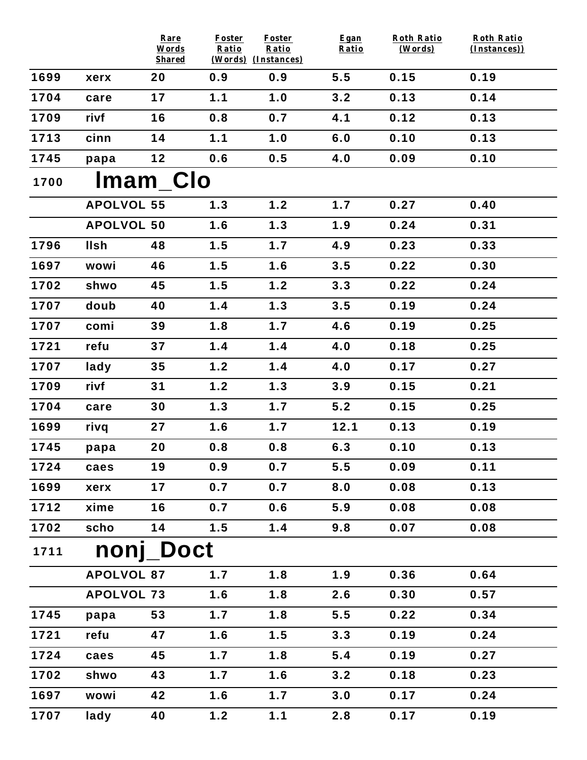| | | Rare Words Shared | Foster Ratio (Words) | Foster Ratio (Instances) | Egan Ratio | Roth Ratio (Words) | Roth Ratio (Instances)) |
|---|---|---|---|---|---|---|---|
| 1699 | xerx | 20 | 0.9 | 0.9 | 5.5 | 0.15 | 0.19 |
| 1704 | care | 17 | 1.1 | 1.0 | 3.2 | 0.13 | 0.14 |
| 1709 | rivf | 16 | 0.8 | 0.7 | 4.1 | 0.12 | 0.13 |
| 1713 | cinn | 14 | 1.1 | 1.0 | 6.0 | 0.10 | 0.13 |
| 1745 | papa | 12 | 0.6 | 0.5 | 4.0 | 0.09 | 0.10 |
| 1700 | **Imam_Clo** | | | | | | |
| | APOLVOL | 55 | 1.3 | 1.2 | 1.7 | 0.27 | 0.40 |
| | APOLVOL | 50 | 1.6 | 1.3 | 1.9 | 0.24 | 0.31 |
| 1796 | llsh | 48 | 1.5 | 1.7 | 4.9 | 0.23 | 0.33 |
| 1697 | wowi | 46 | 1.5 | 1.6 | 3.5 | 0.22 | 0.30 |
| 1702 | shwo | 45 | 1.5 | 1.2 | 3.3 | 0.22 | 0.24 |
| 1707 | doub | 40 | 1.4 | 1.3 | 3.5 | 0.19 | 0.24 |
| 1707 | comi | 39 | 1.8 | 1.7 | 4.6 | 0.19 | 0.25 |
| 1721 | refu | 37 | 1.4 | 1.4 | 4.0 | 0.18 | 0.25 |
| 1707 | lady | 35 | 1.2 | 1.4 | 4.0 | 0.17 | 0.27 |
| 1709 | rivf | 31 | 1.2 | 1.3 | 3.9 | 0.15 | 0.21 |
| 1704 | care | 30 | 1.3 | 1.7 | 5.2 | 0.15 | 0.25 |
| 1699 | rivq | 27 | 1.6 | 1.7 | 12.1 | 0.13 | 0.19 |
| 1745 | papa | 20 | 0.8 | 0.8 | 6.3 | 0.10 | 0.13 |
| 1724 | caes | 19 | 0.9 | 0.7 | 5.5 | 0.09 | 0.11 |
| 1699 | xerx | 17 | 0.7 | 0.7 | 8.0 | 0.08 | 0.13 |
| 1712 | xime | 16 | 0.7 | 0.6 | 5.9 | 0.08 | 0.08 |
| 1702 | scho | 14 | 1.5 | 1.4 | 9.8 | 0.07 | 0.08 |
| 1711 | **nonj_Doct** | | | | | | |
| | APOLVOL | 87 | 1.7 | 1.8 | 1.9 | 0.36 | 0.64 |
| | APOLVOL | 73 | 1.6 | 1.8 | 2.6 | 0.30 | 0.57 |
| 1745 | papa | 53 | 1.7 | 1.8 | 5.5 | 0.22 | 0.34 |
| 1721 | refu | 47 | 1.6 | 1.5 | 3.3 | 0.19 | 0.24 |
| 1724 | caes | 45 | 1.7 | 1.8 | 5.4 | 0.19 | 0.27 |
| 1702 | shwo | 43 | 1.7 | 1.6 | 3.2 | 0.18 | 0.23 |
| 1697 | wowi | 42 | 1.6 | 1.7 | 3.0 | 0.17 | 0.24 |
| 1707 | lady | 40 | 1.2 | 1.1 | 2.8 | 0.17 | 0.19 |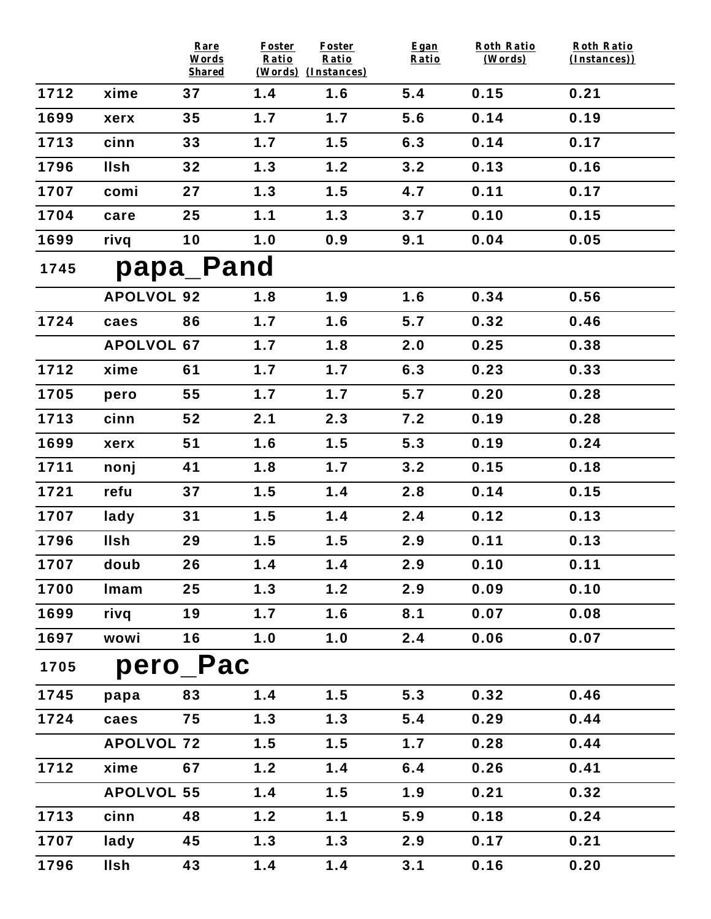| | | Rare Words Shared | Foster Ratio (Words) | Foster Ratio (Instances) | Egan Ratio | Roth Ratio (Words) | Roth Ratio (Instances)) |
|---|---|---|---|---|---|---|---|
| 1712 | xime | 37 | 1.4 | 1.6 | 5.4 | 0.15 | 0.21 |
| 1699 | xerx | 35 | 1.7 | 1.7 | 5.6 | 0.14 | 0.19 |
| 1713 | cinn | 33 | 1.7 | 1.5 | 6.3 | 0.14 | 0.17 |
| 1796 | llsh | 32 | 1.3 | 1.2 | 3.2 | 0.13 | 0.16 |
| 1707 | comi | 27 | 1.3 | 1.5 | 4.7 | 0.11 | 0.17 |
| 1704 | care | 25 | 1.1 | 1.3 | 3.7 | 0.10 | 0.15 |
| 1699 | rivq | 10 | 1.0 | 0.9 | 9.1 | 0.04 | 0.05 |
| 1745 | **papa_Pand** | | | | | | |
| | APOLVOL | 92 | 1.8 | 1.9 | 1.6 | 0.34 | 0.56 |
| 1724 | caes | 86 | 1.7 | 1.6 | 5.7 | 0.32 | 0.46 |
| | APOLVOL | 67 | 1.7 | 1.8 | 2.0 | 0.25 | 0.38 |
| 1712 | xime | 61 | 1.7 | 1.7 | 6.3 | 0.23 | 0.33 |
| 1705 | pero | 55 | 1.7 | 1.7 | 5.7 | 0.20 | 0.28 |
| 1713 | cinn | 52 | 2.1 | 2.3 | 7.2 | 0.19 | 0.28 |
| 1699 | xerx | 51 | 1.6 | 1.5 | 5.3 | 0.19 | 0.24 |
| 1711 | nonj | 41 | 1.8 | 1.7 | 3.2 | 0.15 | 0.18 |
| 1721 | refu | 37 | 1.5 | 1.4 | 2.8 | 0.14 | 0.15 |
| 1707 | lady | 31 | 1.5 | 1.4 | 2.4 | 0.12 | 0.13 |
| 1796 | llsh | 29 | 1.5 | 1.5 | 2.9 | 0.11 | 0.13 |
| 1707 | doub | 26 | 1.4 | 1.4 | 2.9 | 0.10 | 0.11 |
| 1700 | lmam | 25 | 1.3 | 1.2 | 2.9 | 0.09 | 0.10 |
| 1699 | rivq | 19 | 1.7 | 1.6 | 8.1 | 0.07 | 0.08 |
| 1697 | wowi | 16 | 1.0 | 1.0 | 2.4 | 0.06 | 0.07 |
| 1705 | **pero_Pac** | | | | | | |
| 1745 | papa | 83 | 1.4 | 1.5 | 5.3 | 0.32 | 0.46 |
| 1724 | caes | 75 | 1.3 | 1.3 | 5.4 | 0.29 | 0.44 |
| | APOLVOL | 72 | 1.5 | 1.5 | 1.7 | 0.28 | 0.44 |
| 1712 | xime | 67 | 1.2 | 1.4 | 6.4 | 0.26 | 0.41 |
| | APOLVOL | 55 | 1.4 | 1.5 | 1.9 | 0.21 | 0.32 |
| 1713 | cinn | 48 | 1.2 | 1.1 | 5.9 | 0.18 | 0.24 |
| 1707 | lady | 45 | 1.3 | 1.3 | 2.9 | 0.17 | 0.21 |
| 1796 | llsh | 43 | 1.4 | 1.4 | 3.1 | 0.16 | 0.20 |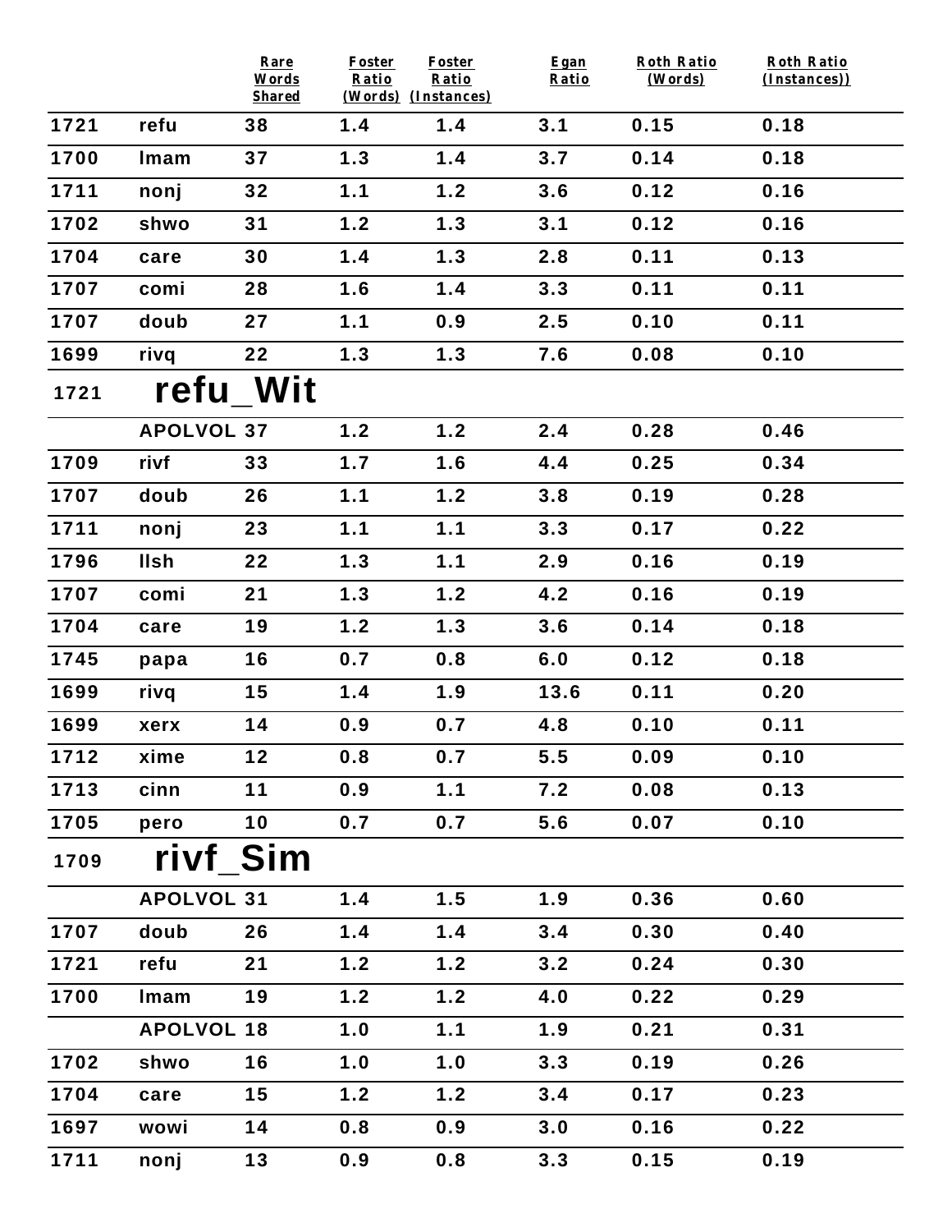| | | Rare Words Shared | Foster Ratio (Words) | Foster Ratio (Instances) | Egan Ratio | Roth Ratio (Words) | Roth Ratio (Instances)) |
|---|---|---|---|---|---|---|---|
| 1721 | refu | 38 | 1.4 | 1.4 | 3.1 | 0.15 | 0.18 |
| 1700 | lmam | 37 | 1.3 | 1.4 | 3.7 | 0.14 | 0.18 |
| 1711 | nonj | 32 | 1.1 | 1.2 | 3.6 | 0.12 | 0.16 |
| 1702 | shwo | 31 | 1.2 | 1.3 | 3.1 | 0.12 | 0.16 |
| 1704 | care | 30 | 1.4 | 1.3 | 2.8 | 0.11 | 0.13 |
| 1707 | comi | 28 | 1.6 | 1.4 | 3.3 | 0.11 | 0.11 |
| 1707 | doub | 27 | 1.1 | 0.9 | 2.5 | 0.10 | 0.11 |
| 1699 | rivq | 22 | 1.3 | 1.3 | 7.6 | 0.08 | 0.10 |
| **1721** | **refu_Wit** | | | | | | |
| | APOLVOL | 37 | 1.2 | 1.2 | 2.4 | 0.28 | 0.46 |
| 1709 | rivf | 33 | 1.7 | 1.6 | 4.4 | 0.25 | 0.34 |
| 1707 | doub | 26 | 1.1 | 1.2 | 3.8 | 0.19 | 0.28 |
| 1711 | nonj | 23 | 1.1 | 1.1 | 3.3 | 0.17 | 0.22 |
| 1796 | llsh | 22 | 1.3 | 1.1 | 2.9 | 0.16 | 0.19 |
| 1707 | comi | 21 | 1.3 | 1.2 | 4.2 | 0.16 | 0.19 |
| 1704 | care | 19 | 1.2 | 1.3 | 3.6 | 0.14 | 0.18 |
| 1745 | papa | 16 | 0.7 | 0.8 | 6.0 | 0.12 | 0.18 |
| 1699 | rivq | 15 | 1.4 | 1.9 | 13.6 | 0.11 | 0.20 |
| 1699 | xerx | 14 | 0.9 | 0.7 | 4.8 | 0.10 | 0.11 |
| 1712 | xime | 12 | 0.8 | 0.7 | 5.5 | 0.09 | 0.10 |
| 1713 | cinn | 11 | 0.9 | 1.1 | 7.2 | 0.08 | 0.13 |
| 1705 | pero | 10 | 0.7 | 0.7 | 5.6 | 0.07 | 0.10 |
| **1709** | **rivf_Sim** | | | | | | |
| | APOLVOL | 31 | 1.4 | 1.5 | 1.9 | 0.36 | 0.60 |
| 1707 | doub | 26 | 1.4 | 1.4 | 3.4 | 0.30 | 0.40 |
| 1721 | refu | 21 | 1.2 | 1.2 | 3.2 | 0.24 | 0.30 |
| 1700 | lmam | 19 | 1.2 | 1.2 | 4.0 | 0.22 | 0.29 |
| | APOLVOL | 18 | 1.0 | 1.1 | 1.9 | 0.21 | 0.31 |
| 1702 | shwo | 16 | 1.0 | 1.0 | 3.3 | 0.19 | 0.26 |
| 1704 | care | 15 | 1.2 | 1.2 | 3.4 | 0.17 | 0.23 |
| 1697 | wowi | 14 | 0.8 | 0.9 | 3.0 | 0.16 | 0.22 |
| 1711 | nonj | 13 | 0.9 | 0.8 | 3.3 | 0.15 | 0.19 |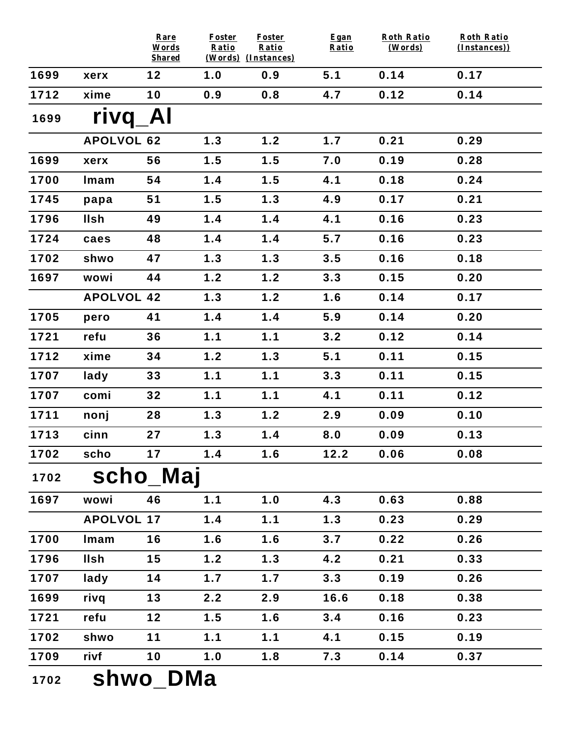| | | Rare Words Shared | Foster Ratio (Words) | Foster Ratio (Instances) | Egan Ratio | Roth Ratio (Words) | Roth Ratio (Instances)) |
|---|---|---|---|---|---|---|---|
| 1699 | xerx | 12 | 1.0 | 0.9 | 5.1 | 0.14 | 0.17 |
| 1712 | xime | 10 | 0.9 | 0.8 | 4.7 | 0.12 | 0.14 |

## 1699 rivq_Al

| | | Rare Words Shared | Foster Ratio (Words) | Foster Ratio (Instances) | Egan Ratio | Roth Ratio (Words) | Roth Ratio (Instances)) |
|---|---|---|---|---|---|---|---|
| | APOLVOL | 62 | 1.3 | 1.2 | 1.7 | 0.21 | 0.29 |
| 1699 | xerx | 56 | 1.5 | 1.5 | 7.0 | 0.19 | 0.28 |
| 1700 | lmam | 54 | 1.4 | 1.5 | 4.1 | 0.18 | 0.24 |
| 1745 | papa | 51 | 1.5 | 1.3 | 4.9 | 0.17 | 0.21 |
| 1796 | llsh | 49 | 1.4 | 1.4 | 4.1 | 0.16 | 0.23 |
| 1724 | caes | 48 | 1.4 | 1.4 | 5.7 | 0.16 | 0.23 |
| 1702 | shwo | 47 | 1.3 | 1.3 | 3.5 | 0.16 | 0.18 |
| 1697 | wowi | 44 | 1.2 | 1.2 | 3.3 | 0.15 | 0.20 |
| | APOLVOL | 42 | 1.3 | 1.2 | 1.6 | 0.14 | 0.17 |
| 1705 | pero | 41 | 1.4 | 1.4 | 5.9 | 0.14 | 0.20 |
| 1721 | refu | 36 | 1.1 | 1.1 | 3.2 | 0.12 | 0.14 |
| 1712 | xime | 34 | 1.2 | 1.3 | 5.1 | 0.11 | 0.15 |
| 1707 | lady | 33 | 1.1 | 1.1 | 3.3 | 0.11 | 0.15 |
| 1707 | comi | 32 | 1.1 | 1.1 | 4.1 | 0.11 | 0.12 |
| 1711 | nonj | 28 | 1.3 | 1.2 | 2.9 | 0.09 | 0.10 |
| 1713 | cinn | 27 | 1.3 | 1.4 | 8.0 | 0.09 | 0.13 |
| 1702 | scho | 17 | 1.4 | 1.6 | 12.2 | 0.06 | 0.08 |

## 1702 scho_Maj

| | | Rare Words Shared | Foster Ratio (Words) | Foster Ratio (Instances) | Egan Ratio | Roth Ratio (Words) | Roth Ratio (Instances)) |
|---|---|---|---|---|---|---|---|
| 1697 | wowi | 46 | 1.1 | 1.0 | 4.3 | 0.63 | 0.88 |
| | APOLVOL | 17 | 1.4 | 1.1 | 1.3 | 0.23 | 0.29 |
| 1700 | lmam | 16 | 1.6 | 1.6 | 3.7 | 0.22 | 0.26 |
| 1796 | llsh | 15 | 1.2 | 1.3 | 4.2 | 0.21 | 0.33 |
| 1707 | lady | 14 | 1.7 | 1.7 | 3.3 | 0.19 | 0.26 |
| 1699 | rivq | 13 | 2.2 | 2.9 | 16.6 | 0.18 | 0.38 |
| 1721 | refu | 12 | 1.5 | 1.6 | 3.4 | 0.16 | 0.23 |
| 1702 | shwo | 11 | 1.1 | 1.1 | 4.1 | 0.15 | 0.19 |
| 1709 | rivf | 10 | 1.0 | 1.8 | 7.3 | 0.14 | 0.37 |

## 1702 shwo_DMa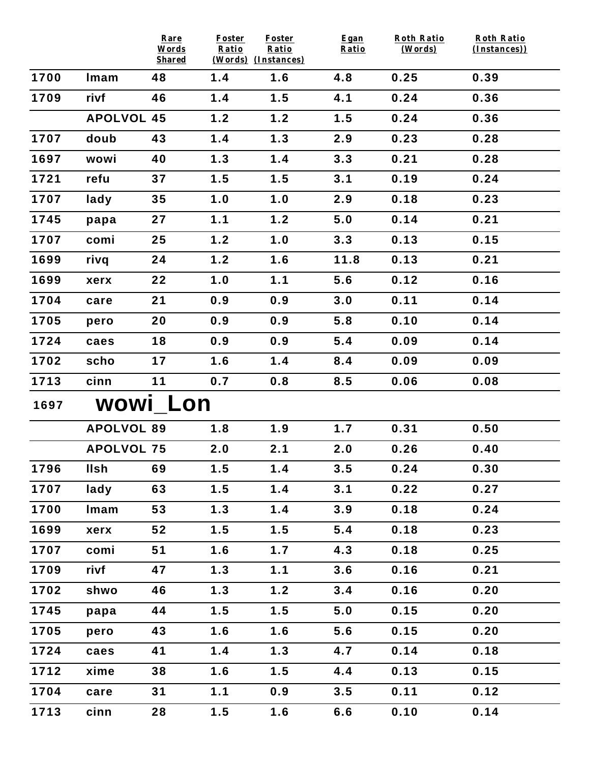| | | Rare Words Shared | Foster Ratio (Words) | Foster Ratio (Instances) | Egan Ratio | Roth Ratio (Words) | Roth Ratio (Instances)) |
|---|---|---|---|---|---|---|---|
| 1700 | lmam | 48 | 1.4 | 1.6 | 4.8 | 0.25 | 0.39 |
| 1709 | rivf | 46 | 1.4 | 1.5 | 4.1 | 0.24 | 0.36 |
| | APOLVOL | 45 | 1.2 | 1.2 | 1.5 | 0.24 | 0.36 |
| 1707 | doub | 43 | 1.4 | 1.3 | 2.9 | 0.23 | 0.28 |
| 1697 | wowi | 40 | 1.3 | 1.4 | 3.3 | 0.21 | 0.28 |
| 1721 | refu | 37 | 1.5 | 1.5 | 3.1 | 0.19 | 0.24 |
| 1707 | lady | 35 | 1.0 | 1.0 | 2.9 | 0.18 | 0.23 |
| 1745 | papa | 27 | 1.1 | 1.2 | 5.0 | 0.14 | 0.21 |
| 1707 | comi | 25 | 1.2 | 1.0 | 3.3 | 0.13 | 0.15 |
| 1699 | rivq | 24 | 1.2 | 1.6 | 11.8 | 0.13 | 0.21 |
| 1699 | xerx | 22 | 1.0 | 1.1 | 5.6 | 0.12 | 0.16 |
| 1704 | care | 21 | 0.9 | 0.9 | 3.0 | 0.11 | 0.14 |
| 1705 | pero | 20 | 0.9 | 0.9 | 5.8 | 0.10 | 0.14 |
| 1724 | caes | 18 | 0.9 | 0.9 | 5.4 | 0.09 | 0.14 |
| 1702 | scho | 17 | 1.6 | 1.4 | 8.4 | 0.09 | 0.09 |
| 1713 | cinn | 11 | 0.7 | 0.8 | 8.5 | 0.06 | 0.08 |
| 1697 | **wowi_Lon** | | | | | | |
| | APOLVOL | 89 | 1.8 | 1.9 | 1.7 | 0.31 | 0.50 |
| | APOLVOL | 75 | 2.0 | 2.1 | 2.0 | 0.26 | 0.40 |
| 1796 | llsh | 69 | 1.5 | 1.4 | 3.5 | 0.24 | 0.30 |
| 1707 | lady | 63 | 1.5 | 1.4 | 3.1 | 0.22 | 0.27 |
| 1700 | lmam | 53 | 1.3 | 1.4 | 3.9 | 0.18 | 0.24 |
| 1699 | xerx | 52 | 1.5 | 1.5 | 5.4 | 0.18 | 0.23 |
| 1707 | comi | 51 | 1.6 | 1.7 | 4.3 | 0.18 | 0.25 |
| 1709 | rivf | 47 | 1.3 | 1.1 | 3.6 | 0.16 | 0.21 |
| 1702 | shwo | 46 | 1.3 | 1.2 | 3.4 | 0.16 | 0.20 |
| 1745 | papa | 44 | 1.5 | 1.5 | 5.0 | 0.15 | 0.20 |
| 1705 | pero | 43 | 1.6 | 1.6 | 5.6 | 0.15 | 0.20 |
| 1724 | caes | 41 | 1.4 | 1.3 | 4.7 | 0.14 | 0.18 |
| 1712 | xime | 38 | 1.6 | 1.5 | 4.4 | 0.13 | 0.15 |
| 1704 | care | 31 | 1.1 | 0.9 | 3.5 | 0.11 | 0.12 |
| 1713 | cinn | 28 | 1.5 | 1.6 | 6.6 | 0.10 | 0.14 |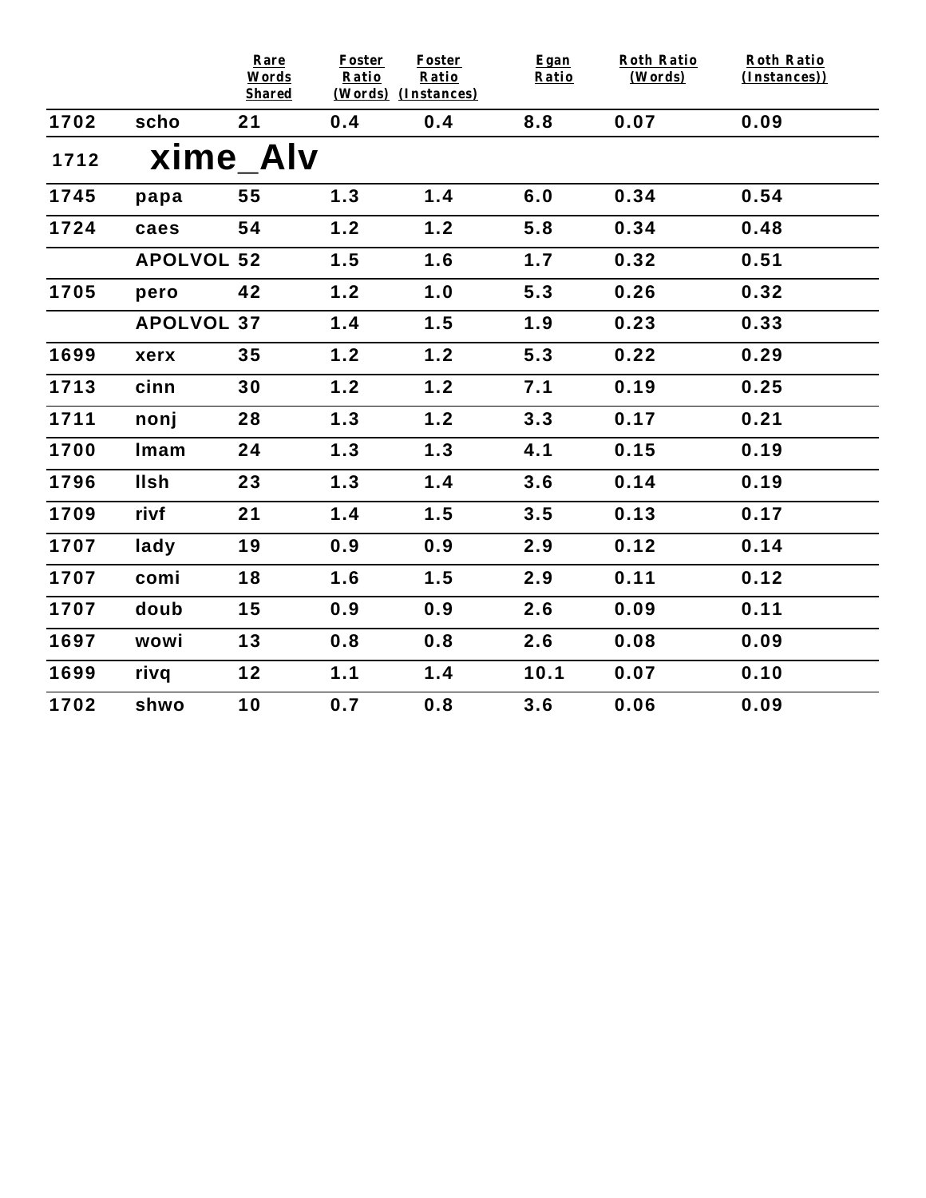| | | Rare Words Shared | Foster Ratio (Words) | Foster Ratio (Instances) | Egan Ratio | Roth Ratio (Words) | Roth Ratio (Instances)) |
|---|---|---|---|---|---|---|---|
| 1702 | scho | 21 | 0.4 | 0.4 | 8.8 | 0.07 | 0.09 |
| 1712 | **xime_Alv** | | | | | | |
| 1745 | papa | 55 | 1.3 | 1.4 | 6.0 | 0.34 | 0.54 |
| 1724 | caes | 54 | 1.2 | 1.2 | 5.8 | 0.34 | 0.48 |
| | APOLVOL | 52 | 1.5 | 1.6 | 1.7 | 0.32 | 0.51 |
| 1705 | pero | 42 | 1.2 | 1.0 | 5.3 | 0.26 | 0.32 |
| | APOLVOL | 37 | 1.4 | 1.5 | 1.9 | 0.23 | 0.33 |
| 1699 | xerx | 35 | 1.2 | 1.2 | 5.3 | 0.22 | 0.29 |
| 1713 | cinn | 30 | 1.2 | 1.2 | 7.1 | 0.19 | 0.25 |
| 1711 | nonj | 28 | 1.3 | 1.2 | 3.3 | 0.17 | 0.21 |
| 1700 | lmam | 24 | 1.3 | 1.3 | 4.1 | 0.15 | 0.19 |
| 1796 | llsh | 23 | 1.3 | 1.4 | 3.6 | 0.14 | 0.19 |
| 1709 | rivf | 21 | 1.4 | 1.5 | 3.5 | 0.13 | 0.17 |
| 1707 | lady | 19 | 0.9 | 0.9 | 2.9 | 0.12 | 0.14 |
| 1707 | comi | 18 | 1.6 | 1.5 | 2.9 | 0.11 | 0.12 |
| 1707 | doub | 15 | 0.9 | 0.9 | 2.6 | 0.09 | 0.11 |
| 1697 | wowi | 13 | 0.8 | 0.8 | 2.6 | 0.08 | 0.09 |
| 1699 | rivq | 12 | 1.1 | 1.4 | 10.1 | 0.07 | 0.10 |
| 1702 | shwo | 10 | 0.7 | 0.8 | 3.6 | 0.06 | 0.09 |